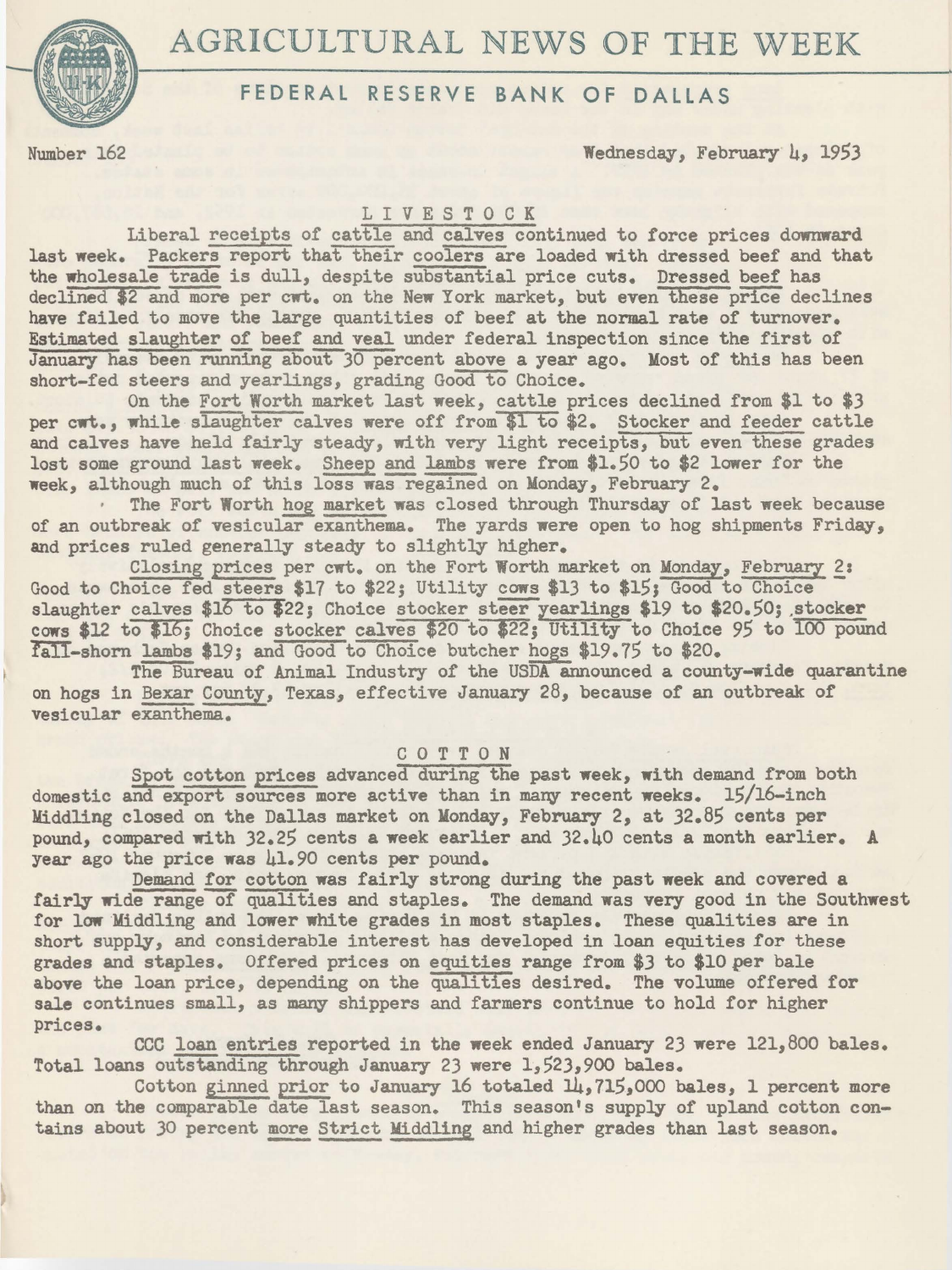# AGRICULTURAL NEWS OF THE WEEK

## FEDERAL RESERVE BANK OF DALLAS

Number 162 | Wednesday, February 4, 1953

### LIVESTOCK

Liberal receipts of cattle and calves continued to force prices downward last week. Packers report that their coolers are loaded with dressed beef and that the wholesale trade is dull, despite substantial price cuts. Dressed beef has declined $2 and more per cwt. on the New York market, but even these price declines have failed to move the large quantities of beef at the normal rate of turnover. Estimated slaughter of beef and veal under federal inspection since the first of January has been running about 30 percent above a year ago. Most of this has been short-fed steers and yearlings, grading Good to Choice.

On the Fort Worth market last week, cattle prices declined from $1 to $3 per cwt., while slaughter calves were off from $1 to $2. Stocker and feeder cattle and calves have held fairly steady, with very light receipts, but even these grades lost some ground last week. Sheep and lambs were from $1.50 to $2 lower for the week, although much of this loss was regained on Monday, February 2.

The Fort Worth hog market was closed through Thursday of last week because of an outbreak of vesicular exanthema. The yards were open to hog shipments Friday, and prices ruled generally steady to slightly higher.

Closing prices per cwt. on the Fort Worth market on Monday, February 2: Good to Choice fed steers $17 to $22; Utility cows $13 to $15; Good to Choice slaughter calves $16 to $22; Choice stocker steer yearlings $19 to $20.50; stocker cows $12 to $16; Choice stocker calves $20 to $22; Utility to Choice 95 to 100 pound fall-shorn lambs $19; and Good to Choice butcher hogs $19.75 to $20.

The Bureau of Animal Industry of the USDA announced a county-wide quarantine on hogs in Bexar County, Texas, effective January 28, because of an outbreak of vesicular exanthema.

### COTTON

Spot cotton prices advanced during the past week, with demand from both domestic and export sources more active than in many recent weeks. 15/16-inch Middling closed on the Dallas market on Monday, February 2, at 32.85 cents per pound, compared with 32.25 cents a week earlier and 32.40 cents a month earlier. A year ago the price was 41.90 cents per pound.

Demand for cotton was fairly strong during the past week and covered a fairly wide range of qualities and staples. The demand was very good in the Southwest for low Middling and lower white grades in most staples. These qualities are in short supply, and considerable interest has developed in loan equities for these grades and staples. Offered prices on equities range from $3 to $10 per bale above the loan price, depending on the qualities desired. The volume offered for sale continues small, as many shippers and farmers continue to hold for higher prices.

CCC loan entries reported in the week ended January 23 were 121,800 bales. Total loans outstanding through January 23 were 1,523,900 bales.

Cotton ginned prior to January 16 totaled 14,715,000 bales, 1 percent more than on the comparable date last season. This season's supply of upland cotton contains about 30 percent more Strict Middling and higher grades than last season.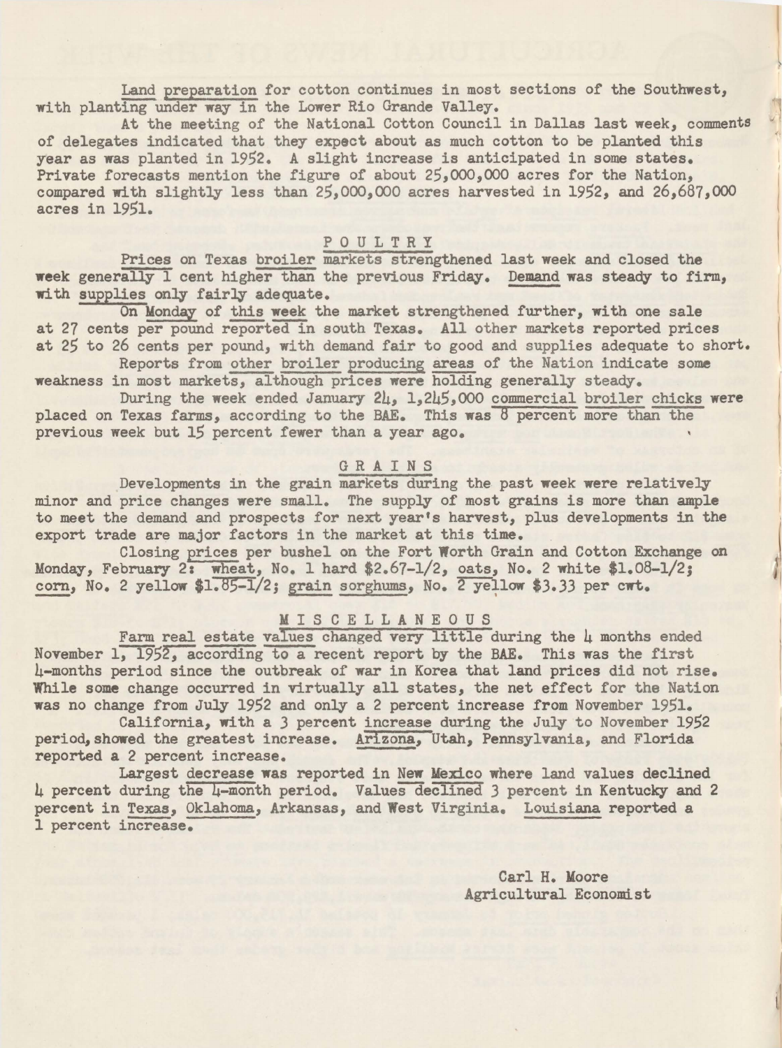Land preparation for cotton continues in most sections of the Southwest, with planting under way in the Lower Rio Grande Valley.

At the meeting of the National Cotton Council in Dallas last week, comments of delegates indicated that they expect about as much cotton to be planted this year as was planted in 1952. A slight increase is anticipated in some states. Private forecasts mention the figure of about 25,000,000 acres for the Nation, compared with slightly less than 25,000,000 acres harvested in 1952, and 26,687,000 acres in 1951.

## POULTRY

Prices on Texas broiler markets strengthened last week and closed the week generally 1 cent higher than the previous Friday. Demand was steady to firm, with supplies only fairly adequate.

On Monday of this week the market strengthened further, with one sale at 27 cents per pound reported in south Texas. All other markets reported prices at 25 to 26 cents per pound, with demand fair to good and supplies adequate to short.

Reports from other broiler producing areas of the Nation indicate some weakness in most markets, although prices were holding generally steady.

During the week ended January 24, 1,245,000 commercial broiler chicks were placed on Texas farms, according to the BAE. This was 8 percent more than the previous week but 15 percent fewer than a year ago.

## GRAINS

Developments in the grain markets during the past week were relatively minor and price changes were small. The supply of most grains is more than ample to meet the demand and prospects for next year's harvest, plus developments in the export trade are major factors in the market at this time.

Closing prices per bushel on the Fort Worth Grain and Cotton Exchange on Monday, February 2: wheat, No. 1 hard $2.67-1/2, oats, No. 2 white $1.08-1/2; corn, No. 2 yellow $1.85-1/2; grain sorghums, No. 2 yellow $3.33 per cwt.

## MISCELLANEOUS

Farm real estate values changed very little during the 4 months ended November 1, 1952, according to a recent report by the BAE. This was the first 4-months period since the outbreak of war in Korea that land prices did not rise. While some change occurred in virtually all states, the net effect for the Nation was no change from July 1952 and only a 2 percent increase from November 1951.

California, with a 3 percent increase during the July to November 1952 period, showed the greatest increase. Arizona, Utah, Pennsylvania, and Florida reported a 2 percent increase.

Largest decrease was reported in New Mexico where land values declined 4 percent during the 4-month period. Values declined 3 percent in Kentucky and 2 percent in Texas, Oklahoma, Arkansas, and West Virginia. Louisiana reported a 1 percent increase.

Carl H. Moore
Agricultural Economist